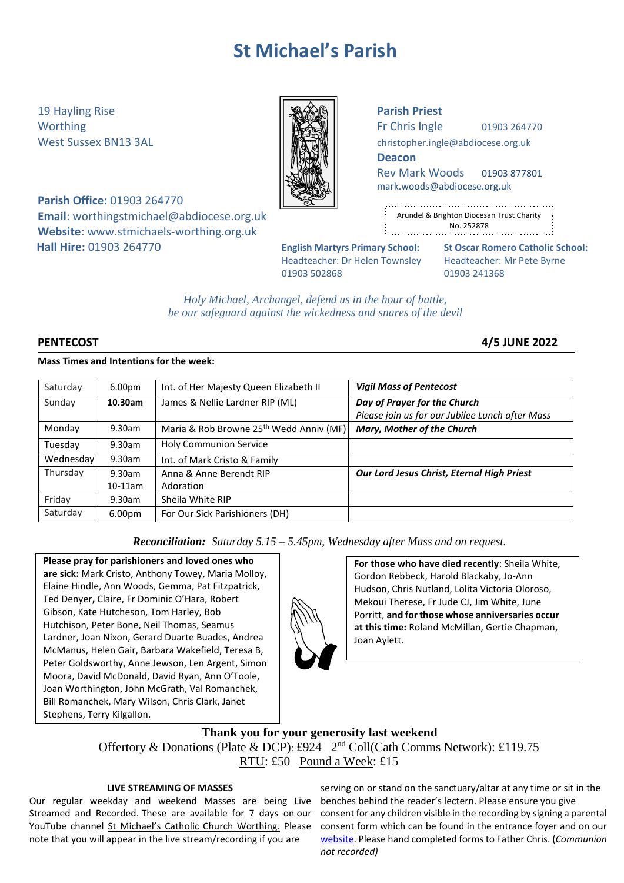# St Michael's Parish

19 Hayling Rise
Worthing
West Sussex BN13 3AL

**Parish Office:** 01903 264770
**Email**: worthingstmichael@abdiocese.org.uk
**Website**: www.stmichaels-worthing.org.uk
**Hall Hire:** 01903 264770

**Parish Priest**
Fr Chris Ingle 01903 264770
christopher.ingle@abdiocese.org.uk
**Deacon**
Rev Mark Woods 01903 877801
mark.woods@abdiocese.org.uk

Arundel & Brighton Diocesan Trust Charity No. 252878

**English Martyrs Primary School:**
Headteacher: Dr Helen Townsley
01903 502868

**St Oscar Romero Catholic School:**
Headteacher: Mr Pete Byrne
01903 241368

*Holy Michael, Archangel, defend us in the hour of battle,*
*be our safeguard against the wickedness and snares of the devil*

## PENTECOST — 4/5 JUNE 2022

**Mass Times and Intentions for the week:**

| | | | |
|---|---|---|---|
| Saturday | 6.00pm | Int. of Her Majesty Queen Elizabeth II | ***Vigil Mass of Pentecost*** |
| Sunday | **10.30am** | James & Nellie Lardner RIP (ML) | ***Day of Prayer for the Church*** *Please join us for our Jubilee Lunch after Mass* |
| Monday | 9.30am | Maria & Rob Browne 25th Wedd Anniv (MF) | ***Mary, Mother of the Church*** |
| Tuesday | 9.30am | Holy Communion Service | |
| Wednesday | 9.30am | Int. of Mark Cristo & Family | |
| Thursday | 9.30am<br>10-11am | Anna & Anne Berendt RIP<br>Adoration | ***Our Lord Jesus Christ, Eternal High Priest*** |
| Friday | 9.30am | Sheila White RIP | |
| Saturday | 6.00pm | For Our Sick Parishioners (DH) | |

***Reconciliation:*** *Saturday 5.15 – 5.45pm, Wednesday after Mass and on request.*

**Please pray for parishioners and loved ones who are sick:** Mark Cristo, Anthony Towey, Maria Molloy, Elaine Hindle, Ann Woods, Gemma, Pat Fitzpatrick, Ted Denyer**,** Claire, Fr Dominic O'Hara, Robert Gibson, Kate Hutcheson, Tom Harley, Bob Hutchison, Peter Bone, Neil Thomas, Seamus Lardner, Joan Nixon, Gerard Duarte Buades, Andrea McManus, Helen Gair, Barbara Wakefield, Teresa B, Peter Goldsworthy, Anne Jewson, Len Argent, Simon Moora, David McDonald, David Ryan, Ann O'Toole, Joan Worthington, John McGrath, Val Romanchek, Bill Romanchek, Mary Wilson, Chris Clark, Janet Stephens, Terry Kilgallon.

**For those who have died recently**: Sheila White, Gordon Rebbeck, Harold Blackaby, Jo-Ann Hudson, Chris Nutland, Lolita Victoria Oloroso, Mekoui Therese, Fr Jude CJ, Jim White, June Porritt, **and for those whose anniversaries occur at this time:** Roland McMillan, Gertie Chapman, Joan Aylett.

**Thank you for your generosity last weekend**
Offertory & Donations (Plate & DCP): £924 2nd Coll(Cath Comms Network): £119.75
RTU: £50 Pound a Week: £15

### LIVE STREAMING OF MASSES

Our regular weekday and weekend Masses are being Live Streamed and Recorded. These are available for 7 days on our YouTube channel St Michael's Catholic Church Worthing. Please note that you will appear in the live stream/recording if you are serving on or stand on the sanctuary/altar at any time or sit in the benches behind the reader's lectern. Please ensure you give consent for any children visible in the recording by signing a parental consent form which can be found in the entrance foyer and on our website. Please hand completed forms to Father Chris. (*Communion not recorded)*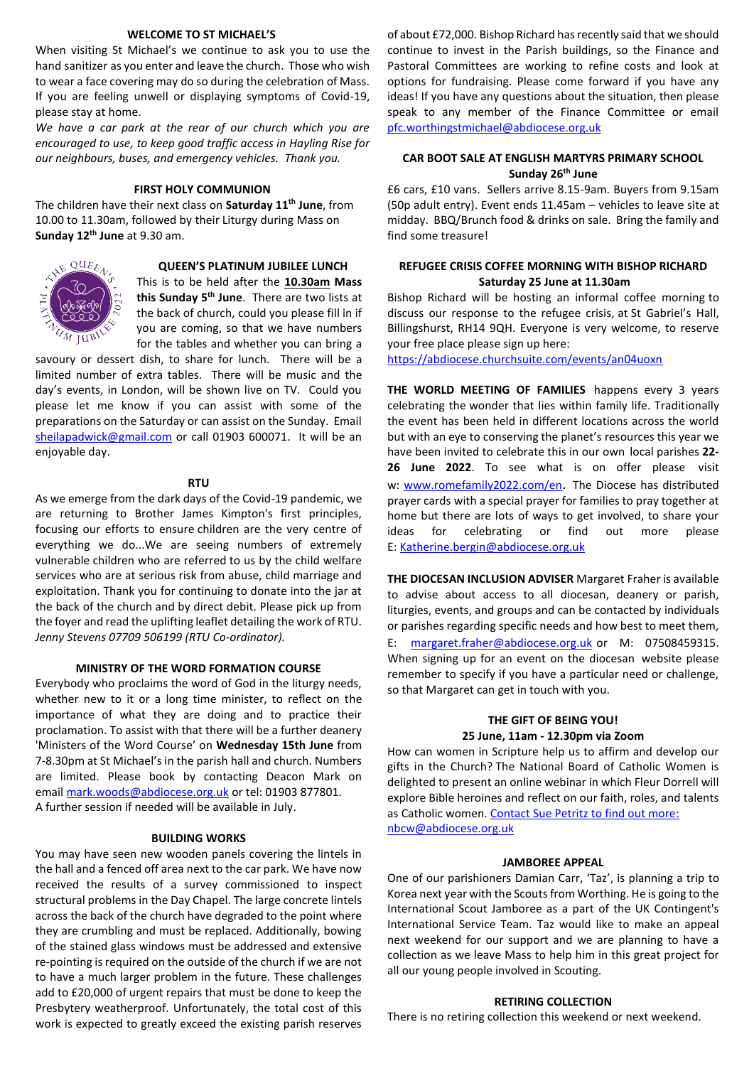## WELCOME TO ST MICHAEL'S

When visiting St Michael's we continue to ask you to use the hand sanitizer as you enter and leave the church. Those who wish to wear a face covering may do so during the celebration of Mass. If you are feeling unwell or displaying symptoms of Covid-19, please stay at home.

*We have a car park at the rear of our church which you are encouraged to use, to keep good traffic access in Hayling Rise for our neighbours, buses, and emergency vehicles. Thank you.*

## FIRST HOLY COMMUNION

The children have their next class on **Saturday 11th June**, from 10.00 to 11.30am, followed by their Liturgy during Mass on **Sunday 12th June** at 9.30 am.

## QUEEN'S PLATINUM JUBILEE LUNCH

This is to be held after the **10.30am Mass this Sunday 5th June**. There are two lists at the back of church, could you please fill in if you are coming, so that we have numbers for the tables and whether you can bring a savoury or dessert dish, to share for lunch. There will be a limited number of extra tables. There will be music and the day's events, in London, will be shown live on TV. Could you please let me know if you can assist with some of the preparations on the Saturday or can assist on the Sunday. Email sheilapadwick@gmail.com or call 01903 600071. It will be an enjoyable day.

## RTU

As we emerge from the dark days of the Covid-19 pandemic, we are returning to Brother James Kimpton's first principles, focusing our efforts to ensure children are the very centre of everything we do...We are seeing numbers of extremely vulnerable children who are referred to us by the child welfare services who are at serious risk from abuse, child marriage and exploitation. Thank you for continuing to donate into the jar at the back of the church and by direct debit. Please pick up from the foyer and read the uplifting leaflet detailing the work of RTU. *Jenny Stevens 07709 506199 (RTU Co-ordinator).*

## MINISTRY OF THE WORD FORMATION COURSE

Everybody who proclaims the word of God in the liturgy needs, whether new to it or a long time minister, to reflect on the importance of what they are doing and to practice their proclamation. To assist with that there will be a further deanery 'Ministers of the Word Course' on **Wednesday 15th June** from 7-8.30pm at St Michael's in the parish hall and church. Numbers are limited. Please book by contacting Deacon Mark on email mark.woods@abdiocese.org.uk or tel: 01903 877801. A further session if needed will be available in July.

## BUILDING WORKS

You may have seen new wooden panels covering the lintels in the hall and a fenced off area next to the car park. We have now received the results of a survey commissioned to inspect structural problems in the Day Chapel. The large concrete lintels across the back of the church have degraded to the point where they are crumbling and must be replaced. Additionally, bowing of the stained glass windows must be addressed and extensive re-pointing is required on the outside of the church if we are not to have a much larger problem in the future. These challenges add to £20,000 of urgent repairs that must be done to keep the Presbytery weatherproof. Unfortunately, the total cost of this work is expected to greatly exceed the existing parish reserves of about £72,000. Bishop Richard has recently said that we should continue to invest in the Parish buildings, so the Finance and Pastoral Committees are working to refine costs and look at options for fundraising. Please come forward if you have any ideas! If you have any questions about the situation, then please speak to any member of the Finance Committee or email pfc.worthingstmichael@abdiocese.org.uk

## CAR BOOT SALE AT ENGLISH MARTYRS PRIMARY SCHOOL
**Sunday 26th June**

£6 cars, £10 vans. Sellers arrive 8.15-9am. Buyers from 9.15am (50p adult entry). Event ends 11.45am – vehicles to leave site at midday. BBQ/Brunch food & drinks on sale. Bring the family and find some treasure!

## REFUGEE CRISIS COFFEE MORNING WITH BISHOP RICHARD
**Saturday 25 June at 11.30am**

Bishop Richard will be hosting an informal coffee morning to discuss our response to the refugee crisis, at St Gabriel's Hall, Billingshurst, RH14 9QH. Everyone is very welcome, to reserve your free place please sign up here: https://abdiocese.churchsuite.com/events/an04uoxn

**THE WORLD MEETING OF FAMILIES** happens every 3 years celebrating the wonder that lies within family life. Traditionally the event has been held in different locations across the world but with an eye to conserving the planet's resources this year we have been invited to celebrate this in our own local parishes **22-26 June 2022**. To see what is on offer please visit w: www.romefamily2022.com/en. The Diocese has distributed prayer cards with a special prayer for families to pray together at home but there are lots of ways to get involved, to share your ideas for celebrating or find out more please E: Katherine.bergin@abdiocese.org.uk

**THE DIOCESAN INCLUSION ADVISER** Margaret Fraher is available to advise about access to all diocesan, deanery or parish, liturgies, events, and groups and can be contacted by individuals or parishes regarding specific needs and how best to meet them, E: margaret.fraher@abdiocese.org.uk or M: 07508459315. When signing up for an event on the diocesan website please remember to specify if you have a particular need or challenge, so that Margaret can get in touch with you.

## THE GIFT OF BEING YOU!
**25 June, 11am - 12.30pm via Zoom**

How can women in Scripture help us to affirm and develop our gifts in the Church? The National Board of Catholic Women is delighted to present an online webinar in which Fleur Dorrell will explore Bible heroines and reflect on our faith, roles, and talents as Catholic women. Contact Sue Petritz to find out more: nbcw@abdiocese.org.uk

## JAMBOREE APPEAL

One of our parishioners Damian Carr, 'Taz', is planning a trip to Korea next year with the Scouts from Worthing. He is going to the International Scout Jamboree as a part of the UK Contingent's International Service Team. Taz would like to make an appeal next weekend for our support and we are planning to have a collection as we leave Mass to help him in this great project for all our young people involved in Scouting.

## RETIRING COLLECTION

There is no retiring collection this weekend or next weekend.